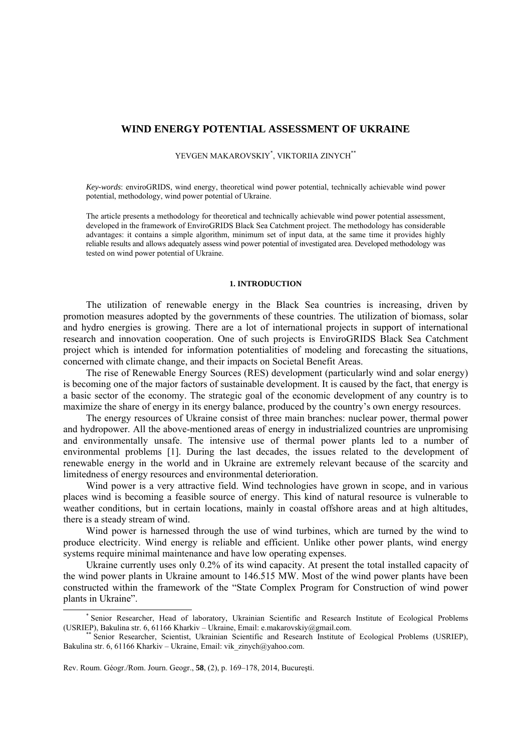# WIND ENERGY POTENTIAL ASSESSMENT OF UKRAINE

YEVGEN MAKAROVSKIY*, VIKTORIIA ZINYCH**

*Key-words*: enviroGRIDS, wind energy, theoretical wind power potential, technically achievable wind power potential, methodology, wind power potential of Ukraine.

The article presents a methodology for theoretical and technically achievable wind power potential assessment, developed in the framework of EnviroGRIDS Black Sea Catchment project. The methodology has considerable advantages: it contains a simple algorithm, minimum set of input data, at the same time it provides highly reliable results and allows adequately assess wind power potential of investigated area. Developed methodology was tested on wind power potential of Ukraine.

## 1. INTRODUCTION

The utilization of renewable energy in the Black Sea countries is increasing, driven by promotion measures adopted by the governments of these countries. The utilization of biomass, solar and hydro energies is growing. There are a lot of international projects in support of international research and innovation cooperation. One of such projects is EnviroGRIDS Black Sea Catchment project which is intended for information potentialities of modeling and forecasting the situations, concerned with climate change, and their impacts on Societal Benefit Areas.

The rise of Renewable Energy Sources (RES) development (particularly wind and solar energy) is becoming one of the major factors of sustainable development. It is caused by the fact, that energy is a basic sector of the economy. The strategic goal of the economic development of any country is to maximize the share of energy in its energy balance, produced by the country's own energy resources.

The energy resources of Ukraine consist of three main branches: nuclear power, thermal power and hydropower. All the above-mentioned areas of energy in industrialized countries are unpromising and environmentally unsafe. The intensive use of thermal power plants led to a number of environmental problems [1]. During the last decades, the issues related to the development of renewable energy in the world and in Ukraine are extremely relevant because of the scarcity and limitedness of energy resources and environmental deterioration.

Wind power is a very attractive field. Wind technologies have grown in scope, and in various places wind is becoming a feasible source of energy. This kind of natural resource is vulnerable to weather conditions, but in certain locations, mainly in coastal offshore areas and at high altitudes, there is a steady stream of wind.

Wind power is harnessed through the use of wind turbines, which are turned by the wind to produce electricity. Wind energy is reliable and efficient. Unlike other power plants, wind energy systems require minimal maintenance and have low operating expenses.

Ukraine currently uses only 0.2% of its wind capacity. At present the total installed capacity of the wind power plants in Ukraine amount to 146.515 MW. Most of the wind power plants have been constructed within the framework of the "State Complex Program for Construction of wind power plants in Ukraine".

---

* Senior Researcher, Head of laboratory, Ukrainian Scientific and Research Institute of Ecological Problems (USRIEP), Bakulina str. 6, 61166 Kharkiv – Ukraine, Email: e.makarovskiy@gmail.com.

** Senior Researcher, Scientist, Ukrainian Scientific and Research Institute of Ecological Problems (USRIEP), Bakulina str. 6, 61166 Kharkiv – Ukraine, Email: vik_zinych@yahoo.com.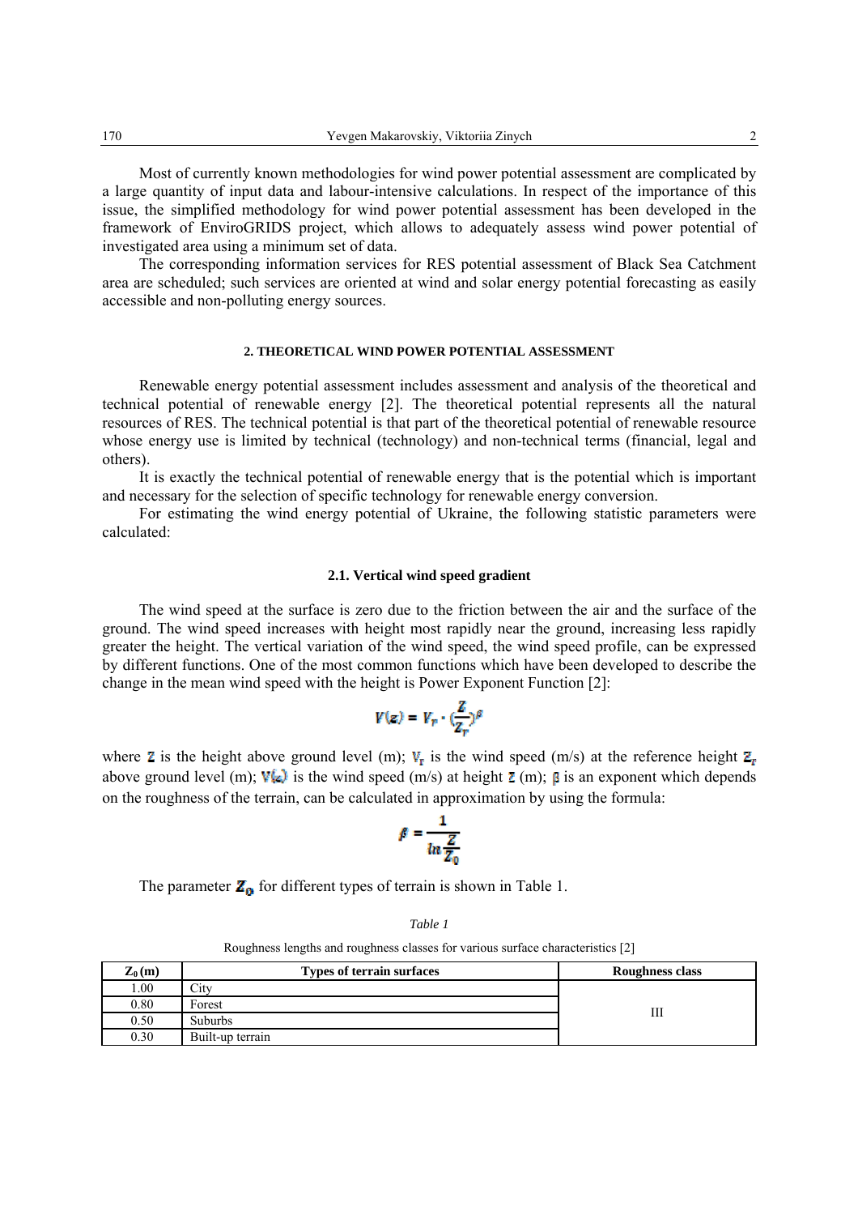Most of currently known methodologies for wind power potential assessment are complicated by a large quantity of input data and labour-intensive calculations. In respect of the importance of this issue, the simplified methodology for wind power potential assessment has been developed in the framework of EnviroGRIDS project, which allows to adequately assess wind power potential of investigated area using a minimum set of data.

The corresponding information services for RES potential assessment of Black Sea Catchment area are scheduled; such services are oriented at wind and solar energy potential forecasting as easily accessible and non-polluting energy sources.

## 2. THEORETICAL WIND POWER POTENTIAL ASSESSMENT

Renewable energy potential assessment includes assessment and analysis of the theoretical and technical potential of renewable energy [2]. The theoretical potential represents all the natural resources of RES. The technical potential is that part of the theoretical potential of renewable resource whose energy use is limited by technical (technology) and non-technical terms (financial, legal and others).

It is exactly the technical potential of renewable energy that is the potential which is important and necessary for the selection of specific technology for renewable energy conversion.

For estimating the wind energy potential of Ukraine, the following statistic parameters were calculated:

### 2.1. Vertical wind speed gradient

The wind speed at the surface is zero due to the friction between the air and the surface of the ground. The wind speed increases with height most rapidly near the ground, increasing less rapidly greater the height. The vertical variation of the wind speed, the wind speed profile, can be expressed by different functions. One of the most common functions which have been developed to describe the change in the mean wind speed with the height is Power Exponent Function [2]:

$$V(z) = V_r \cdot \left(\frac{Z}{Z_r}\right)^{\beta}$$

where $Z$ is the height above ground level (m); $V_r$ is the wind speed (m/s) at the reference height $Z_r$ above ground level (m); $V(z)$ is the wind speed (m/s) at height $Z$ (m); $\beta$ is an exponent which depends on the roughness of the terrain, can be calculated in approximation by using the formula:

$$\beta = \frac{1}{\ln \frac{Z}{Z_0}}$$

The parameter $Z_0$ for different types of terrain is shown in Table 1.

*Table 1*

Roughness lengths and roughness classes for various surface characteristics [2]

| $Z_0$ (m) | Types of terrain surfaces | Roughness class |
|---|---|---|
| 1.00 | City | III |
| 0.80 | Forest | |
| 0.50 | Suburbs | |
| 0.30 | Built-up terrain | |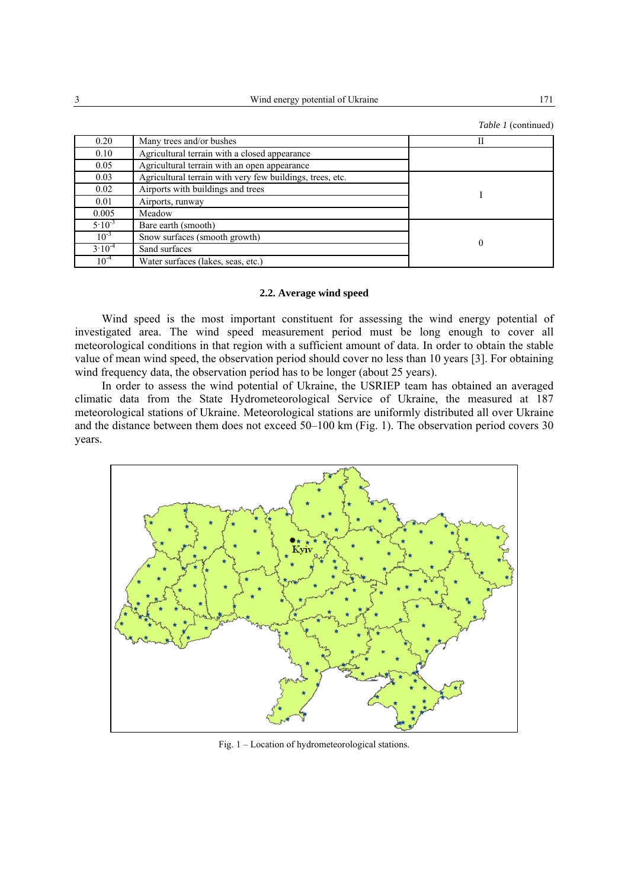*Table 1* (continued)

| | | |
|---|---|---|
| 0.20 | Many trees and/or bushes | II |
| 0.10 | Agricultural terrain with a closed appearance | |
| 0.05 | Agricultural terrain with an open appearance | |
| 0.03 | Agricultural terrain with very few buildings, trees, etc. | I |
| 0.02 | Airports with buildings and trees | |
| 0.01 | Airports, runway | |
| 0.005 | Meadow | |
| $5 \cdot 10^{-3}$ | Bare earth (smooth) | 0 |
| $10^{-3}$ | Snow surfaces (smooth growth) | |
| $3 \cdot 10^{-4}$ | Sand surfaces | |
| $10^{-4}$ | Water surfaces (lakes, seas, etc.) | |

### 2.2. Average wind speed

Wind speed is the most important constituent for assessing the wind energy potential of investigated area. The wind speed measurement period must be long enough to cover all meteorological conditions in that region with a sufficient amount of data. In order to obtain the stable value of mean wind speed, the observation period should cover no less than 10 years [3]. For obtaining wind frequency data, the observation period has to be longer (about 25 years).

In order to assess the wind potential of Ukraine, the USRIEP team has obtained an averaged climatic data from the State Hydrometeorological Service of Ukraine, the measured at 187 meteorological stations of Ukraine. Meteorological stations are uniformly distributed all over Ukraine and the distance between them does not exceed 50–100 km (Fig. 1). The observation period covers 30 years.

Fig. 1 – Location of hydrometeorological stations.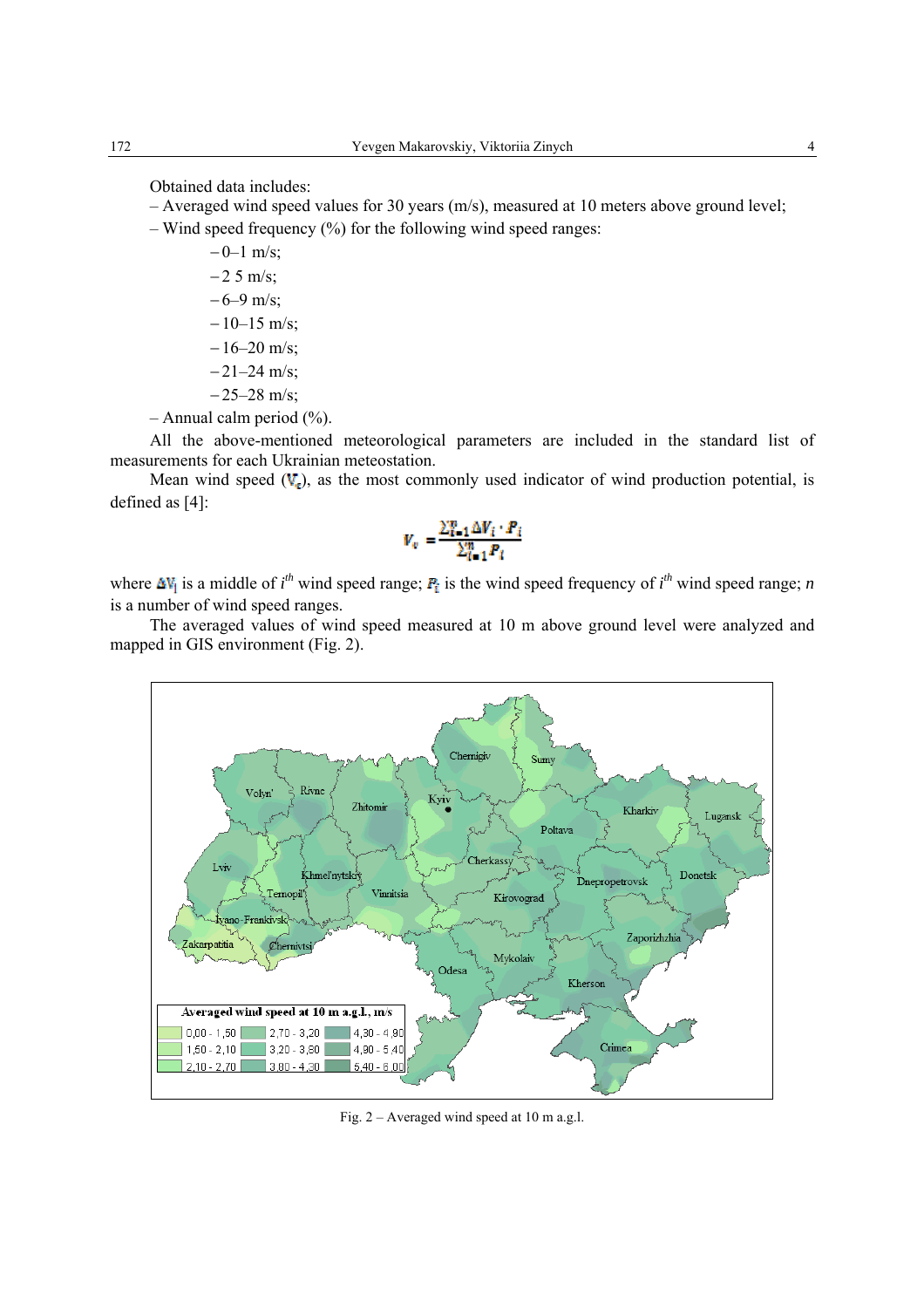Obtained data includes:

– Averaged wind speed values for 30 years (m/s), measured at 10 meters above ground level;

– Wind speed frequency (%) for the following wind speed ranges:

- – 0–1 m/s;
- – 2 5 m/s;
- – 6–9 m/s;
- – 10–15 m/s;
- – 16–20 m/s;
- – 21–24 m/s;
- – 25–28 m/s;

– Annual calm period (%).

All the above-mentioned meteorological parameters are included in the standard list of measurements for each Ukrainian meteostation.

Mean wind speed ($V_c$), as the most commonly used indicator of wind production potential, is defined as [4]:

$$V_c = \frac{\sum_{i=1}^{n} \Delta V_i \cdot P_i}{\sum_{i=1}^{n} P_i}$$

where $\Delta V_i$ is a middle of $i^{th}$ wind speed range; $P_i$ is the wind speed frequency of $i^{th}$ wind speed range; $n$ is a number of wind speed ranges.

The averaged values of wind speed measured at 10 m above ground level were analyzed and mapped in GIS environment (Fig. 2).

Fig. 2 – Averaged wind speed at 10 m a.g.l.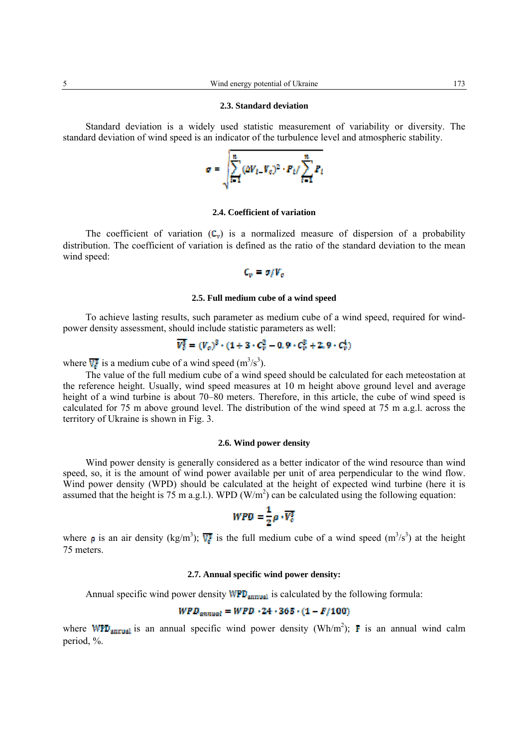### 2.3. Standard deviation

Standard deviation is a widely used statistic measurement of variability or diversity. The standard deviation of wind speed is an indicator of the turbulence level and atmospheric stability.

$$\sigma = \sqrt{\sum_{i=1}^{n} (\Delta V_i - V_c)^2 \cdot P_i / \sum_{i=1}^{n} P_i}$$

### 2.4. Coefficient of variation

The coefficient of variation ($C_v$) is a normalized measure of dispersion of a probability distribution. The coefficient of variation is defined as the ratio of the standard deviation to the mean wind speed:

$$C_v = \sigma / V_c$$

### 2.5. Full medium cube of a wind speed

To achieve lasting results, such parameter as medium cube of a wind speed, required for wind-power density assessment, should include statistic parameters as well:

$$\overline{V_c^3} = (V_c)^3 \cdot (1 + 3 \cdot C_v^2 - 0,9 \cdot C_v^3 + 2,9 \cdot C_v^4)$$

where $\overline{V_c^3}$ is a medium cube of a wind speed ($m^3/s^3$).

The value of the full medium cube of a wind speed should be calculated for each meteostation at the reference height. Usually, wind speed measures at 10 m height above ground level and average height of a wind turbine is about 70–80 meters. Therefore, in this article, the cube of wind speed is calculated for 75 m above ground level. The distribution of the wind speed at 75 m a.g.l. across the territory of Ukraine is shown in Fig. 3.

### 2.6. Wind power density

Wind power density is generally considered as a better indicator of the wind resource than wind speed, so, it is the amount of wind power available per unit of area perpendicular to the wind flow. Wind power density (WPD) should be calculated at the height of expected wind turbine (here it is assumed that the height is 75 m a.g.l.). WPD ($W/m^2$) can be calculated using the following equation:

$$WPD = \frac{1}{2} \rho \cdot \overline{V_c^3}$$

where $\rho$ is an air density ($kg/m^3$); $\overline{V_c^3}$ is the full medium cube of a wind speed ($m^3/s^3$) at the height 75 meters.

### 2.7. Annual specific wind power density:

Annual specific wind power density $WPD_{annual}$ is calculated by the following formula:

$$WPD_{annual} = WPD \cdot 24 \cdot 365 \cdot (1 - F/100)$$

where $WPD_{annual}$ is an annual specific wind power density ($Wh/m^2$); $F$ is an annual wind calm period, %.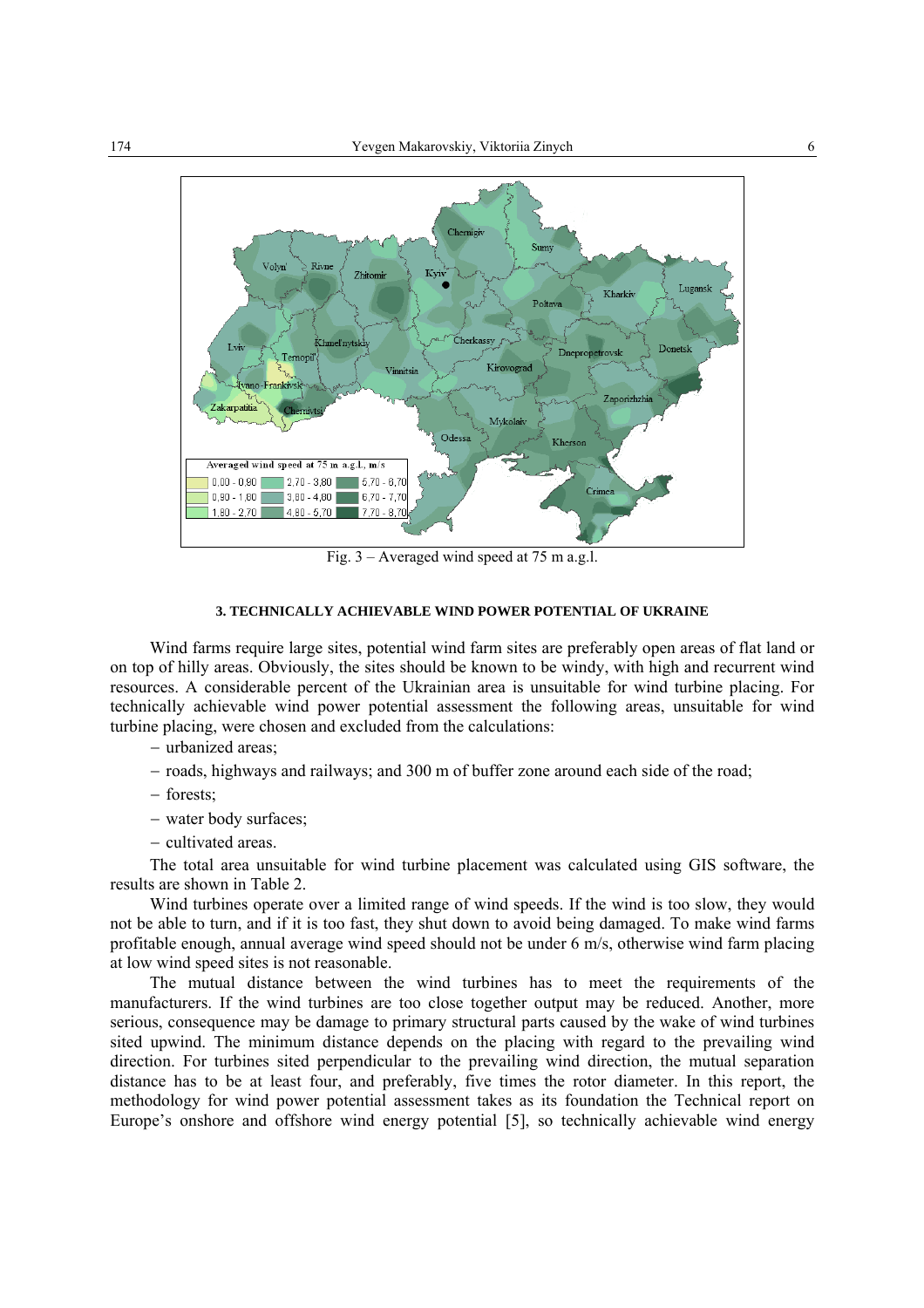Fig. 3 – Averaged wind speed at 75 m a.g.l.

### 3. TECHNICALLY ACHIEVABLE WIND POWER POTENTIAL OF UKRAINE

Wind farms require large sites, potential wind farm sites are preferably open areas of flat land or on top of hilly areas. Obviously, the sites should be known to be windy, with high and recurrent wind resources. A considerable percent of the Ukrainian area is unsuitable for wind turbine placing. For technically achievable wind power potential assessment the following areas, unsuitable for wind turbine placing, were chosen and excluded from the calculations:

- urbanized areas;
- roads, highways and railways; and 300 m of buffer zone around each side of the road;
- forests;
- water body surfaces;
- cultivated areas.

The total area unsuitable for wind turbine placement was calculated using GIS software, the results are shown in Table 2.

Wind turbines operate over a limited range of wind speeds. If the wind is too slow, they would not be able to turn, and if it is too fast, they shut down to avoid being damaged. To make wind farms profitable enough, annual average wind speed should not be under 6 m/s, otherwise wind farm placing at low wind speed sites is not reasonable.

The mutual distance between the wind turbines has to meet the requirements of the manufacturers. If the wind turbines are too close together output may be reduced. Another, more serious, consequence may be damage to primary structural parts caused by the wake of wind turbines sited upwind. The minimum distance depends on the placing with regard to the prevailing wind direction. For turbines sited perpendicular to the prevailing wind direction, the mutual separation distance has to be at least four, and preferably, five times the rotor diameter. In this report, the methodology for wind power potential assessment takes as its foundation the Technical report on Europe's onshore and offshore wind energy potential [5], so technically achievable wind energy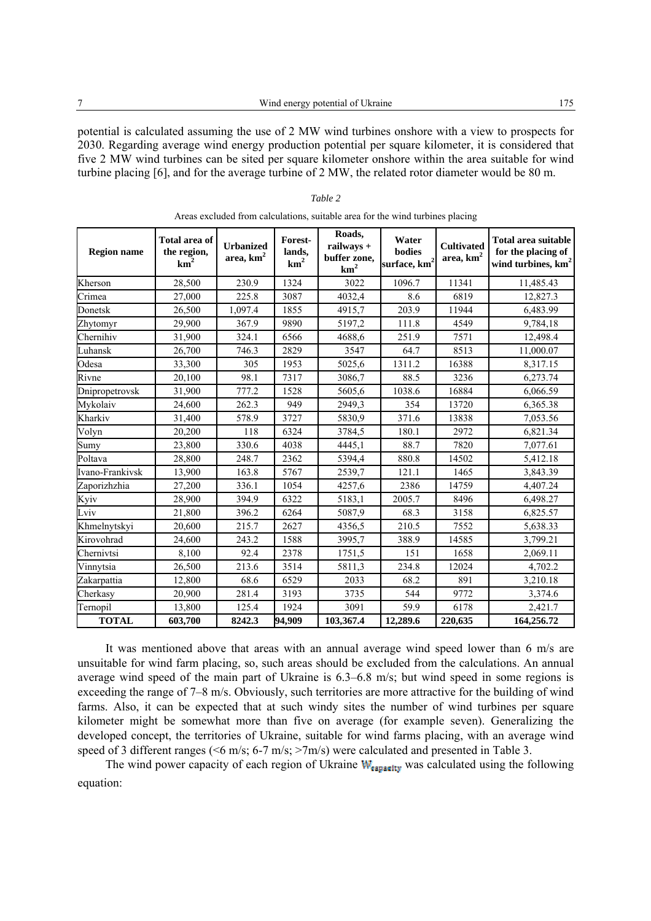potential is calculated assuming the use of 2 MW wind turbines onshore with a view to prospects for 2030. Regarding average wind energy production potential per square kilometer, it is considered that five 2 MW wind turbines can be sited per square kilometer onshore within the area suitable for wind turbine placing [6], and for the average turbine of 2 MW, the related rotor diameter would be 80 m.

*Table 2*

Areas excluded from calculations, suitable area for the wind turbines placing

| Region name | Total area of the region, km$^2$ | Urbanized area, km$^2$ | Forest-lands, km$^2$ | Roads, railways + buffer zone, km$^2$ | Water bodies surface, km$^2$ | Cultivated area, km$^2$ | Total area suitable for the placing of wind turbines, km$^2$ |
|---|---|---|---|---|---|---|---|
| Kherson | 28,500 | 230.9 | 1324 | 3022 | 1096.7 | 11341 | 11,485.43 |
| Crimea | 27,000 | 225.8 | 3087 | 4032,4 | 8.6 | 6819 | 12,827.3 |
| Donetsk | 26,500 | 1,097.4 | 1855 | 4915,7 | 203.9 | 11944 | 6,483.99 |
| Zhytomyr | 29,900 | 367.9 | 9890 | 5197,2 | 111.8 | 4549 | 9,784,18 |
| Chernihiv | 31,900 | 324.1 | 6566 | 4688,6 | 251.9 | 7571 | 12,498.4 |
| Luhansk | 26,700 | 746.3 | 2829 | 3547 | 64.7 | 8513 | 11,000.07 |
| Odesa | 33,300 | 305 | 1953 | 5025,6 | 1311.2 | 16388 | 8,317.15 |
| Rivne | 20,100 | 98.1 | 7317 | 3086,7 | 88.5 | 3236 | 6,273.74 |
| Dnipropetrovsk | 31,900 | 777.2 | 1528 | 5605,6 | 1038.6 | 16884 | 6,066.59 |
| Mykolaiv | 24,600 | 262.3 | 949 | 2949,3 | 354 | 13720 | 6,365.38 |
| Kharkiv | 31,400 | 578.9 | 3727 | 5830,9 | 371.6 | 13838 | 7,053.56 |
| Volyn | 20,200 | 118 | 6324 | 3784,5 | 180.1 | 2972 | 6,821.34 |
| Sumy | 23,800 | 330.6 | 4038 | 4445,1 | 88.7 | 7820 | 7,077.61 |
| Poltava | 28,800 | 248.7 | 2362 | 5394,4 | 880.8 | 14502 | 5,412.18 |
| Ivano-Frankivsk | 13,900 | 163.8 | 5767 | 2539,7 | 121.1 | 1465 | 3,843.39 |
| Zaporizhzhia | 27,200 | 336.1 | 1054 | 4257,6 | 2386 | 14759 | 4,407.24 |
| Kyiv | 28,900 | 394.9 | 6322 | 5183,1 | 2005.7 | 8496 | 6,498.27 |
| Lviv | 21,800 | 396.2 | 6264 | 5087,9 | 68.3 | 3158 | 6,825.57 |
| Khmelnytskyi | 20,600 | 215.7 | 2627 | 4356,5 | 210.5 | 7552 | 5,638.33 |
| Kirovohrad | 24,600 | 243.2 | 1588 | 3995,7 | 388.9 | 14585 | 3,799.21 |
| Chernivtsi | 8,100 | 92.4 | 2378 | 1751,5 | 151 | 1658 | 2,069.11 |
| Vinnytsia | 26,500 | 213.6 | 3514 | 5811,3 | 234.8 | 12024 | 4,702.2 |
| Zakarpattia | 12,800 | 68.6 | 6529 | 2033 | 68.2 | 891 | 3,210.18 |
| Cherkasy | 20,900 | 281.4 | 3193 | 3735 | 544 | 9772 | 3,374.6 |
| Ternopil | 13,800 | 125.4 | 1924 | 3091 | 59.9 | 6178 | 2,421.7 |
| **TOTAL** | **603,700** | **8242.3** | **94,909** | **103,367.4** | **12,289.6** | **220,635** | **164,256.72** |

It was mentioned above that areas with an annual average wind speed lower than 6 m/s are unsuitable for wind farm placing, so, such areas should be excluded from the calculations. An annual average wind speed of the main part of Ukraine is 6.3–6.8 m/s; but wind speed in some regions is exceeding the range of 7–8 m/s. Obviously, such territories are more attractive for the building of wind farms. Also, it can be expected that at such windy sites the number of wind turbines per square kilometer might be somewhat more than five on average (for example seven). Generalizing the developed concept, the territories of Ukraine, suitable for wind farms placing, with an average wind speed of 3 different ranges (<6 m/s; 6-7 m/s; >7m/s) were calculated and presented in Table 3.

The wind power capacity of each region of Ukraine $W_{capacity}$ was calculated using the following equation: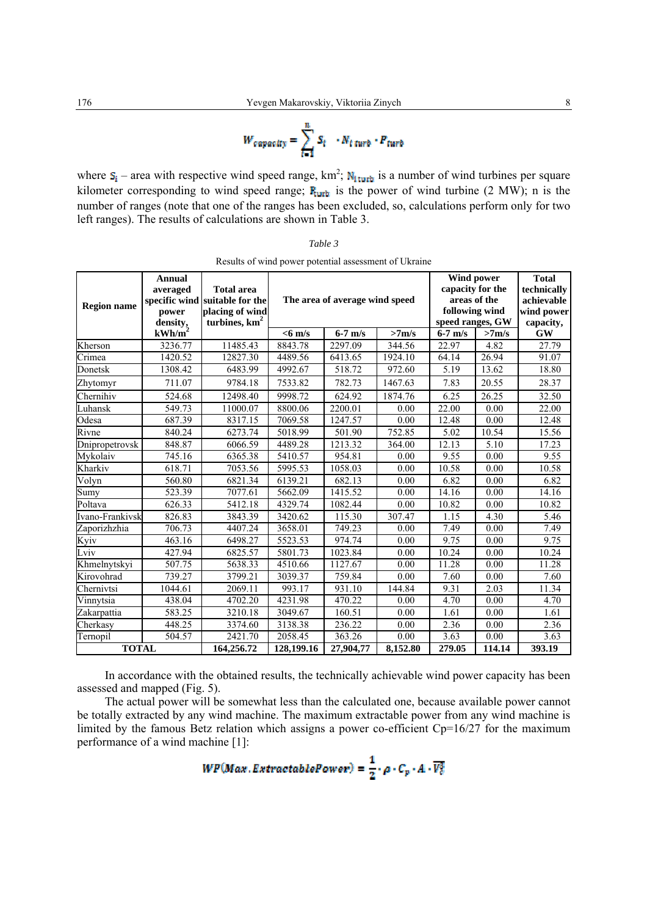$$W_{capacity} = \sum_{i=1}^{n} S_i \cdot N_{i\,turb} \cdot P_{turb}$$

where $S_i$ – area with respective wind speed range, km$^2$; $N_{i\,turb}$ is a number of wind turbines per square kilometer corresponding to wind speed range; $P_{turb}$ is the power of wind turbine (2 MW); n is the number of ranges (note that one of the ranges has been excluded, so, calculations perform only for two left ranges). The results of calculations are shown in Table 3.

*Table 3*

Results of wind power potential assessment of Ukraine

| Region name | Annual averaged specific wind power density, kWh/m$^2$ | Total area suitable for the placing of wind turbines, km$^2$ | The area of average wind speed | | | Wind power capacity for the areas of the following wind speed ranges, GW | | Total technically achievable wind power capacity, GW |
|---|---|---|---|---|---|---|---|---|
| | | | <6 m/s | 6-7 m/s | >7m/s | 6-7 m/s | >7m/s | |
| Kherson | 3236.77 | 11485.43 | 8843.78 | 2297.09 | 344.56 | 22.97 | 4.82 | 27.79 |
| Crimea | 1420.52 | 12827.30 | 4489.56 | 6413.65 | 1924.10 | 64.14 | 26.94 | 91.07 |
| Donetsk | 1308.42 | 6483.99 | 4992.67 | 518.72 | 972.60 | 5.19 | 13.62 | 18.80 |
| Zhytomyr | 711.07 | 9784.18 | 7533.82 | 782.73 | 1467.63 | 7.83 | 20.55 | 28.37 |
| Chernihiv | 524.68 | 12498.40 | 9998.72 | 624.92 | 1874.76 | 6.25 | 26.25 | 32.50 |
| Luhansk | 549.73 | 11000.07 | 8800.06 | 2200.01 | 0.00 | 22.00 | 0.00 | 22.00 |
| Odesa | 687.39 | 8317.15 | 7069.58 | 1247.57 | 0.00 | 12.48 | 0.00 | 12.48 |
| Rivne | 840.24 | 6273.74 | 5018.99 | 501.90 | 752.85 | 5.02 | 10.54 | 15.56 |
| Dnipropetrovsk | 848.87 | 6066.59 | 4489.28 | 1213.32 | 364.00 | 12.13 | 5.10 | 17.23 |
| Mykolaiv | 745.16 | 6365.38 | 5410.57 | 954.81 | 0.00 | 9.55 | 0.00 | 9.55 |
| Kharkiv | 618.71 | 7053.56 | 5995.53 | 1058.03 | 0.00 | 10.58 | 0.00 | 10.58 |
| Volyn | 560.80 | 6821.34 | 6139.21 | 682.13 | 0.00 | 6.82 | 0.00 | 6.82 |
| Sumy | 523.39 | 7077.61 | 5662.09 | 1415.52 | 0.00 | 14.16 | 0.00 | 14.16 |
| Poltava | 626.33 | 5412.18 | 4329.74 | 1082.44 | 0.00 | 10.82 | 0.00 | 10.82 |
| Ivano-Frankivsk | 826.83 | 3843.39 | 3420.62 | 115.30 | 307.47 | 1.15 | 4.30 | 5.46 |
| Zaporizhzhia | 706.73 | 4407.24 | 3658.01 | 749.23 | 0.00 | 7.49 | 0.00 | 7.49 |
| Kyiv | 463.16 | 6498.27 | 5523.53 | 974.74 | 0.00 | 9.75 | 0.00 | 9.75 |
| Lviv | 427.94 | 6825.57 | 5801.73 | 1023.84 | 0.00 | 10.24 | 0.00 | 10.24 |
| Khmelnytskyi | 507.75 | 5638.33 | 4510.66 | 1127.67 | 0.00 | 11.28 | 0.00 | 11.28 |
| Kirovohrad | 739.27 | 3799.21 | 3039.37 | 759.84 | 0.00 | 7.60 | 0.00 | 7.60 |
| Chernivtsi | 1044.61 | 2069.11 | 993.17 | 931.10 | 144.84 | 9.31 | 2.03 | 11.34 |
| Vinnytsia | 438.04 | 4702.20 | 4231.98 | 470.22 | 0.00 | 4.70 | 0.00 | 4.70 |
| Zakarpattia | 583.25 | 3210.18 | 3049.67 | 160.51 | 0.00 | 1.61 | 0.00 | 1.61 |
| Cherkasy | 448.25 | 3374.60 | 3138.38 | 236.22 | 0.00 | 2.36 | 0.00 | 2.36 |
| Ternopil | 504.57 | 2421.70 | 2058.45 | 363.26 | 0.00 | 3.63 | 0.00 | 3.63 |
| **TOTAL** | | **164,256.72** | **128,199.16** | **27,904,77** | **8,152.80** | **279.05** | **114.14** | **393.19** |

In accordance with the obtained results, the technically achievable wind power capacity has been assessed and mapped (Fig. 5).

The actual power will be somewhat less than the calculated one, because available power cannot be totally extracted by any wind machine. The maximum extractable power from any wind machine is limited by the famous Betz relation which assigns a power co-efficient Cp=16/27 for the maximum performance of a wind machine [1]:

$$WP(Max.ExtractablePower) = \frac{1}{2} \cdot \rho \cdot C_p \cdot A \cdot V_i^3$$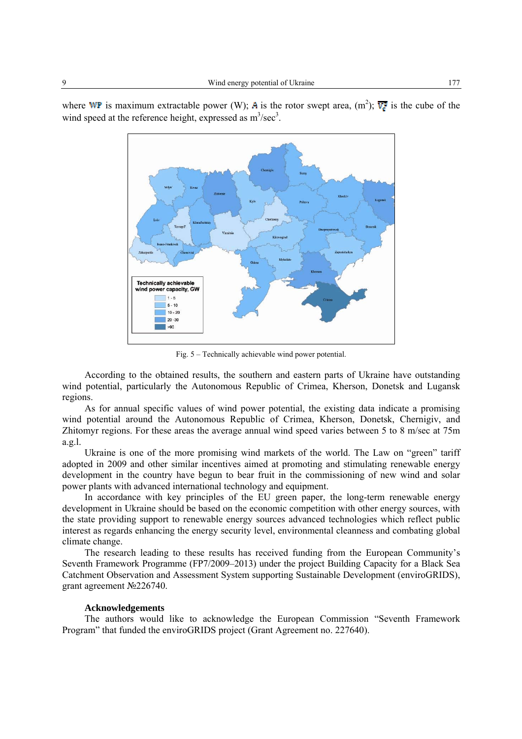where $WP$ is maximum extractable power (W); $A$ is the rotor swept area, (m$^2$); $V_r^3$ is the cube of the wind speed at the reference height, expressed as m$^3$/sec$^3$.

Fig. 5 – Technically achievable wind power potential.

According to the obtained results, the southern and eastern parts of Ukraine have outstanding wind potential, particularly the Autonomous Republic of Crimea, Kherson, Donetsk and Lugansk regions.

As for annual specific values of wind power potential, the existing data indicate a promising wind potential around the Autonomous Republic of Crimea, Kherson, Donetsk, Chernigiv, and Zhitomyr regions. For these areas the average annual wind speed varies between 5 to 8 m/sec at 75m a.g.l.

Ukraine is one of the more promising wind markets of the world. The Law on "green" tariff adopted in 2009 and other similar incentives aimed at promoting and stimulating renewable energy development in the country have begun to bear fruit in the commissioning of new wind and solar power plants with advanced international technology and equipment.

In accordance with key principles of the EU green paper, the long-term renewable energy development in Ukraine should be based on the economic competition with other energy sources, with the state providing support to renewable energy sources advanced technologies which reflect public interest as regards enhancing the energy security level, environmental cleanness and combating global climate change.

The research leading to these results has received funding from the European Community's Seventh Framework Programme (FP7/2009–2013) under the project Building Capacity for a Black Sea Catchment Observation and Assessment System supporting Sustainable Development (enviroGRIDS), grant agreement №226740.

### Acknowledgements

The authors would like to acknowledge the European Commission "Seventh Framework Program" that funded the enviroGRIDS project (Grant Agreement no. 227640).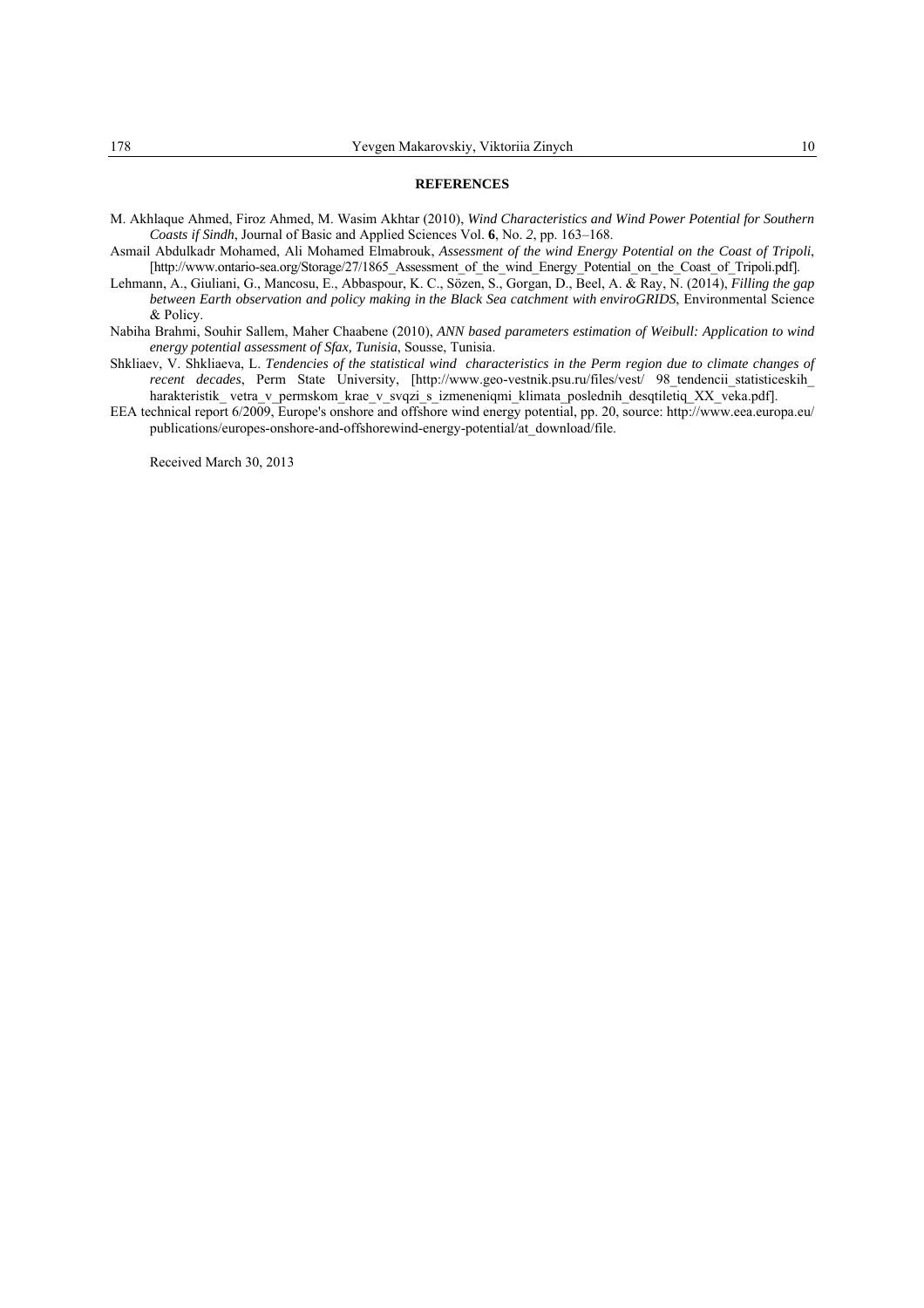## REFERENCES

M. Akhlaque Ahmed, Firoz Ahmed, M. Wasim Akhtar (2010), *Wind Characteristics and Wind Power Potential for Southern Coasts if Sindh*, Journal of Basic and Applied Sciences Vol. **6**, No. *2*, pp. 163–168.

Asmail Abdulkadr Mohamed, Ali Mohamed Elmabrouk, *Assessment of the wind Energy Potential on the Coast of Tripoli*, [http://www.ontario-sea.org/Storage/27/1865_Assessment_of_the_wind_Energy_Potential_on_the_Coast_of_Tripoli.pdf].

Lehmann, A., Giuliani, G., Mancosu, E., Abbaspour, K. C., Sözen, S., Gorgan, D., Beel, A. & Ray, N. (2014), *Filling the gap between Earth observation and policy making in the Black Sea catchment with enviroGRIDS*, Environmental Science & Policy.

Nabiha Brahmi, Souhir Sallem, Maher Chaabene (2010), *ANN based parameters estimation of Weibull: Application to wind energy potential assessment of Sfax, Tunisia*, Sousse, Tunisia.

Shkliaev, V. Shkliaeva, L. *Tendencies of the statistical wind characteristics in the Perm region due to climate changes of recent decades*, Perm State University, [http://www.geo-vestnik.psu.ru/files/vest/ 98_tendencii_statisticeskih_ harakteristik_ vetra_v_permskom_krae_v_svqzi_s_izmeneniqmi_klimata_poslednih_desqtiletiq_XX_veka.pdf].

EEA technical report 6/2009, Europe's onshore and offshore wind energy potential, pp. 20, source: http://www.eea.europa.eu/ publications/europes-onshore-and-offshorewind-energy-potential/at_download/file.

Received March 30, 2013